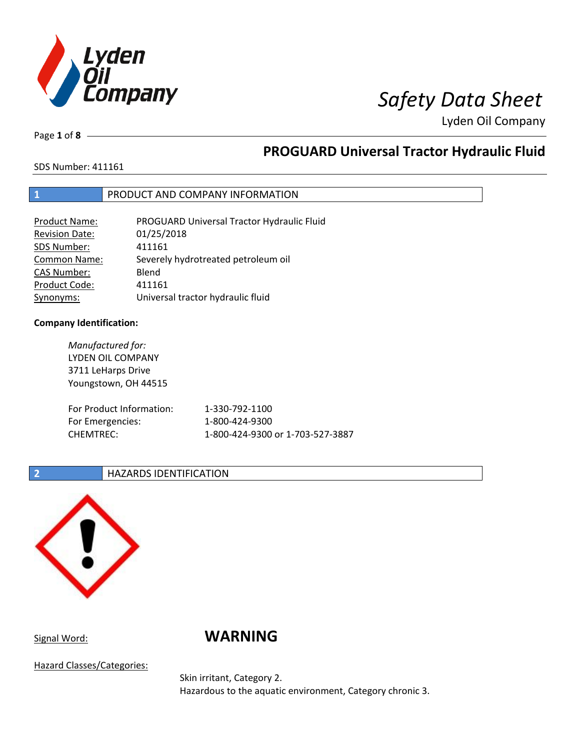# Safety Data Sheet

Lyden Oil Company

## PROGUARD Universal Tractor Hydraulic Fluid

SDS Number: 411161

## 1 PRODUCT AND COMPANY INFORMATION

| | |
|---|---|
| Product Name: | PROGUARD Universal Tractor Hydraulic Fluid |
| Revision Date: | 01/25/2018 |
| SDS Number: | 411161 |
| Common Name: | Severely hydrotreated petroleum oil |
| CAS Number: | Blend |
| Product Code: | 411161 |
| Synonyms: | Universal tractor hydraulic fluid |

**Company Identification:**

*Manufactured for:*
LYDEN OIL COMPANY
3711 LeHarps Drive
Youngstown, OH 44515

| | |
|---|---|
| For Product Information: | 1-330-792-1100 |
| For Emergencies: | 1-800-424-9300 |
| CHEMTREC: | 1-800-424-9300 or 1-703-527-3887 |

## 2 HAZARDS IDENTIFICATION

Signal Word: **WARNING**

Hazard Classes/Categories:

Skin irritant, Category 2.
Hazardous to the aquatic environment, Category chronic 3.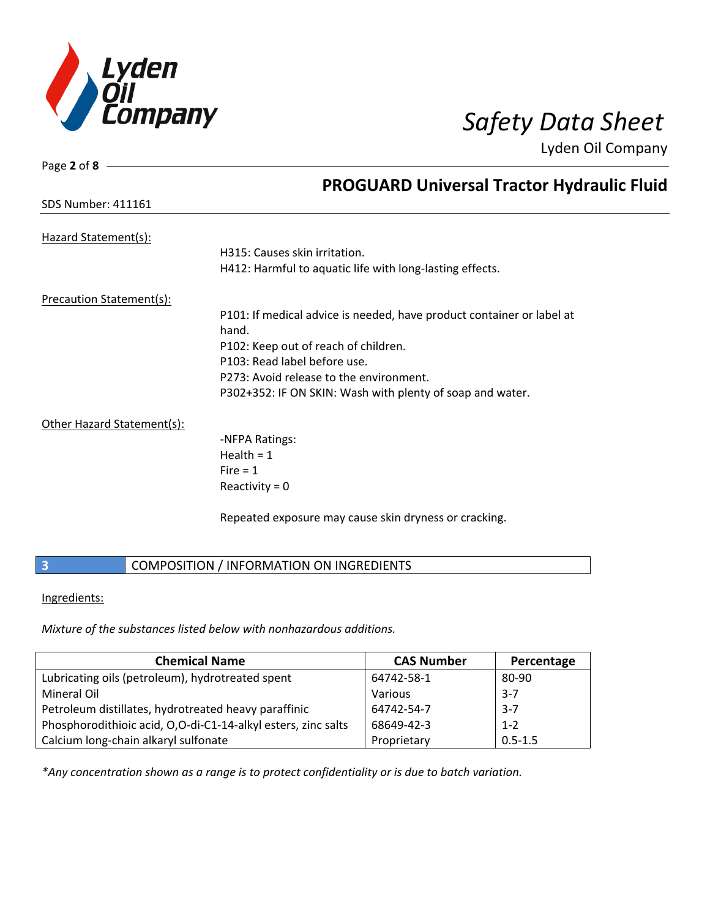## PROGUARD Universal Tractor Hydraulic Fluid

SDS Number: 411161

Hazard Statement(s):

H315: Causes skin irritation.
H412: Harmful to aquatic life with long-lasting effects.

Precaution Statement(s):

P101: If medical advice is needed, have product container or label at hand.
P102: Keep out of reach of children.
P103: Read label before use.
P273: Avoid release to the environment.
P302+352: IF ON SKIN: Wash with plenty of soap and water.

Other Hazard Statement(s):

-NFPA Ratings:
Health = 1
Fire = 1
Reactivity = 0

Repeated exposure may cause skin dryness or cracking.

## 3 COMPOSITION / INFORMATION ON INGREDIENTS

Ingredients:

*Mixture of the substances listed below with nonhazardous additions.*

| Chemical Name | CAS Number | Percentage |
|---|---|---|
| Lubricating oils (petroleum), hydrotreated spent | 64742-58-1 | 80-90 |
| Mineral Oil | Various | 3-7 |
| Petroleum distillates, hydrotreated heavy paraffinic | 64742-54-7 | 3-7 |
| Phosphorodithioic acid, O,O-di-C1-14-alkyl esters, zinc salts | 68649-42-3 | 1-2 |
| Calcium long-chain alkaryl sulfonate | Proprietary | 0.5-1.5 |

*\*Any concentration shown as a range is to protect confidentiality or is due to batch variation.*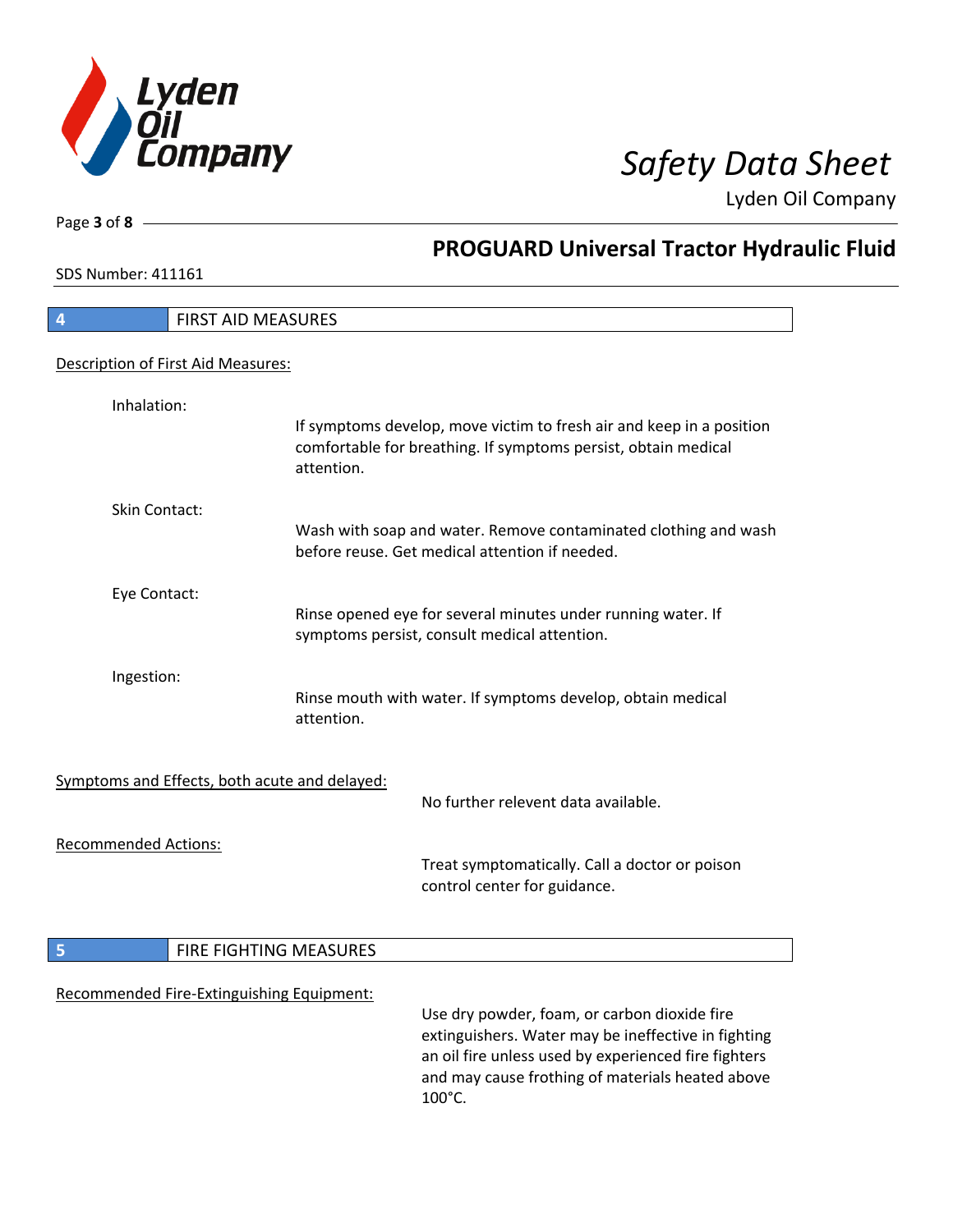## 4 FIRST AID MEASURES

Description of First Aid Measures:

**Inhalation:**
If symptoms develop, move victim to fresh air and keep in a position comfortable for breathing. If symptoms persist, obtain medical attention.

**Skin Contact:**
Wash with soap and water. Remove contaminated clothing and wash before reuse. Get medical attention if needed.

**Eye Contact:**
Rinse opened eye for several minutes under running water. If symptoms persist, consult medical attention.

**Ingestion:**
Rinse mouth with water. If symptoms develop, obtain medical attention.

Symptoms and Effects, both acute and delayed:

No further relevent data available.

Recommended Actions:

Treat symptomatically. Call a doctor or poison control center for guidance.

## 5 FIRE FIGHTING MEASURES

Recommended Fire-Extinguishing Equipment:

Use dry powder, foam, or carbon dioxide fire extinguishers. Water may be ineffective in fighting an oil fire unless used by experienced fire fighters and may cause frothing of materials heated above 100°C.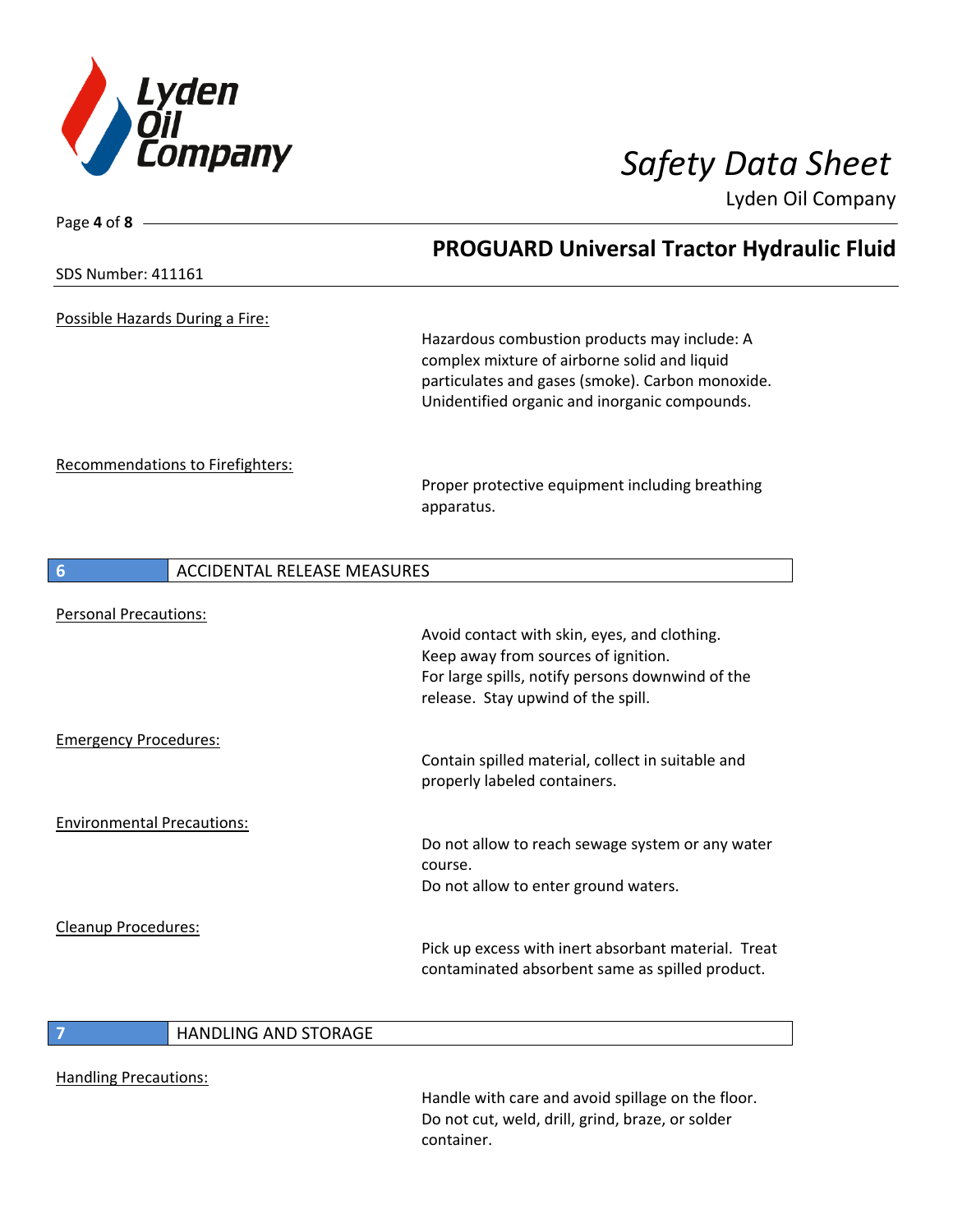Possible Hazards During a Fire:

Hazardous combustion products may include: A complex mixture of airborne solid and liquid particulates and gases (smoke). Carbon monoxide. Unidentified organic and inorganic compounds.

Recommendations to Firefighters:

Proper protective equipment including breathing apparatus.

## 6 ACCIDENTAL RELEASE MEASURES

Personal Precautions:

Avoid contact with skin, eyes, and clothing.
Keep away from sources of ignition.
For large spills, notify persons downwind of the release. Stay upwind of the spill.

Emergency Procedures:

Contain spilled material, collect in suitable and properly labeled containers.

Environmental Precautions:

Do not allow to reach sewage system or any water course.
Do not allow to enter ground waters.

Cleanup Procedures:

Pick up excess with inert absorbant material. Treat contaminated absorbent same as spilled product.

## 7 HANDLING AND STORAGE

Handling Precautions:

Handle with care and avoid spillage on the floor.
Do not cut, weld, drill, grind, braze, or solder container.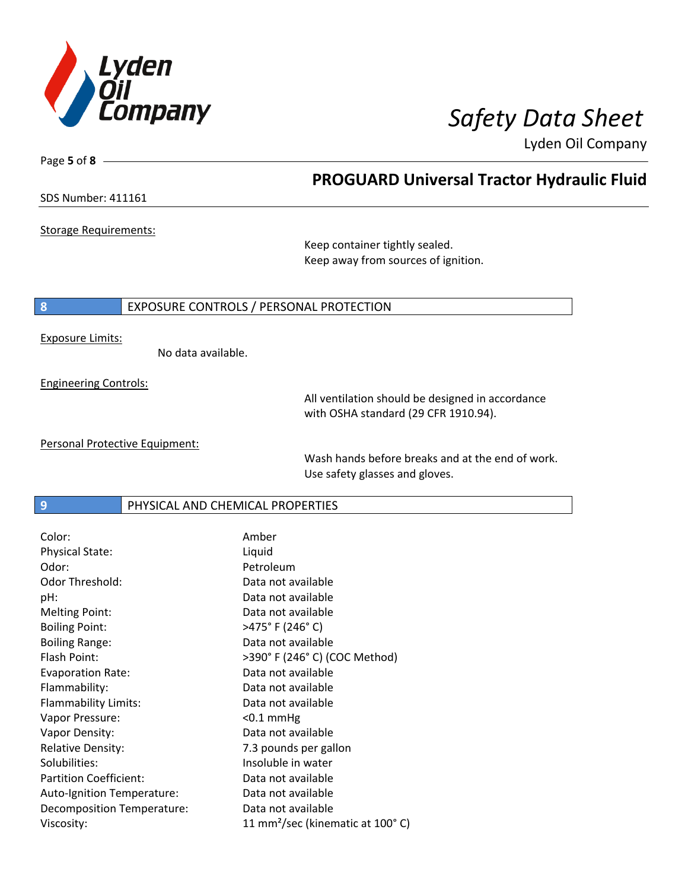Storage Requirements:

Keep container tightly sealed.
Keep away from sources of ignition.

## 8 EXPOSURE CONTROLS / PERSONAL PROTECTION

Exposure Limits:

No data available.

Engineering Controls:

All ventilation should be designed in accordance with OSHA standard (29 CFR 1910.94).

Personal Protective Equipment:

Wash hands before breaks and at the end of work.
Use safety glasses and gloves.

## 9 PHYSICAL AND CHEMICAL PROPERTIES

| | |
|---|---|
| Color: | Amber |
| Physical State: | Liquid |
| Odor: | Petroleum |
| Odor Threshold: | Data not available |
| pH: | Data not available |
| Melting Point: | Data not available |
| Boiling Point: | >475° F (246° C) |
| Boiling Range: | Data not available |
| Flash Point: | >390° F (246° C) (COC Method) |
| Evaporation Rate: | Data not available |
| Flammability: | Data not available |
| Flammability Limits: | Data not available |
| Vapor Pressure: | <0.1 mmHg |
| Vapor Density: | Data not available |
| Relative Density: | 7.3 pounds per gallon |
| Solubilities: | Insoluble in water |
| Partition Coefficient: | Data not available |
| Auto-Ignition Temperature: | Data not available |
| Decomposition Temperature: | Data not available |
| Viscosity: | 11 $mm^2$/sec (kinematic at 100° C) |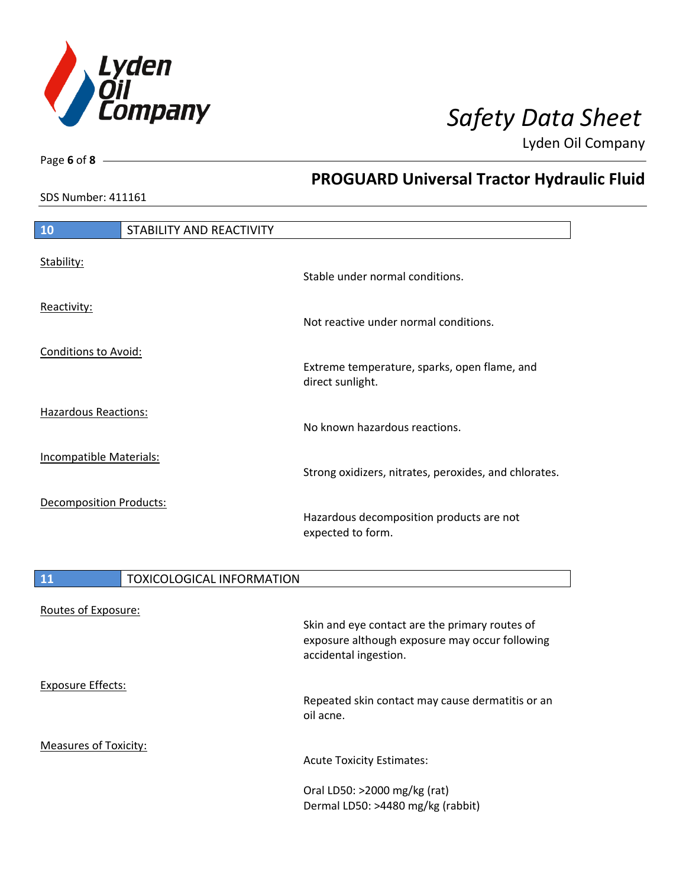## 10 STABILITY AND REACTIVITY

Stability:
Stable under normal conditions.

Reactivity:
Not reactive under normal conditions.

Conditions to Avoid:
Extreme temperature, sparks, open flame, and direct sunlight.

Hazardous Reactions:
No known hazardous reactions.

Incompatible Materials:
Strong oxidizers, nitrates, peroxides, and chlorates.

Decomposition Products:
Hazardous decomposition products are not expected to form.

## 11 TOXICOLOGICAL INFORMATION

Routes of Exposure:
Skin and eye contact are the primary routes of exposure although exposure may occur following accidental ingestion.

Exposure Effects:
Repeated skin contact may cause dermatitis or an oil acne.

Measures of Toxicity:
Acute Toxicity Estimates:

Oral LD50: >2000 mg/kg (rat)
Dermal LD50: >4480 mg/kg (rabbit)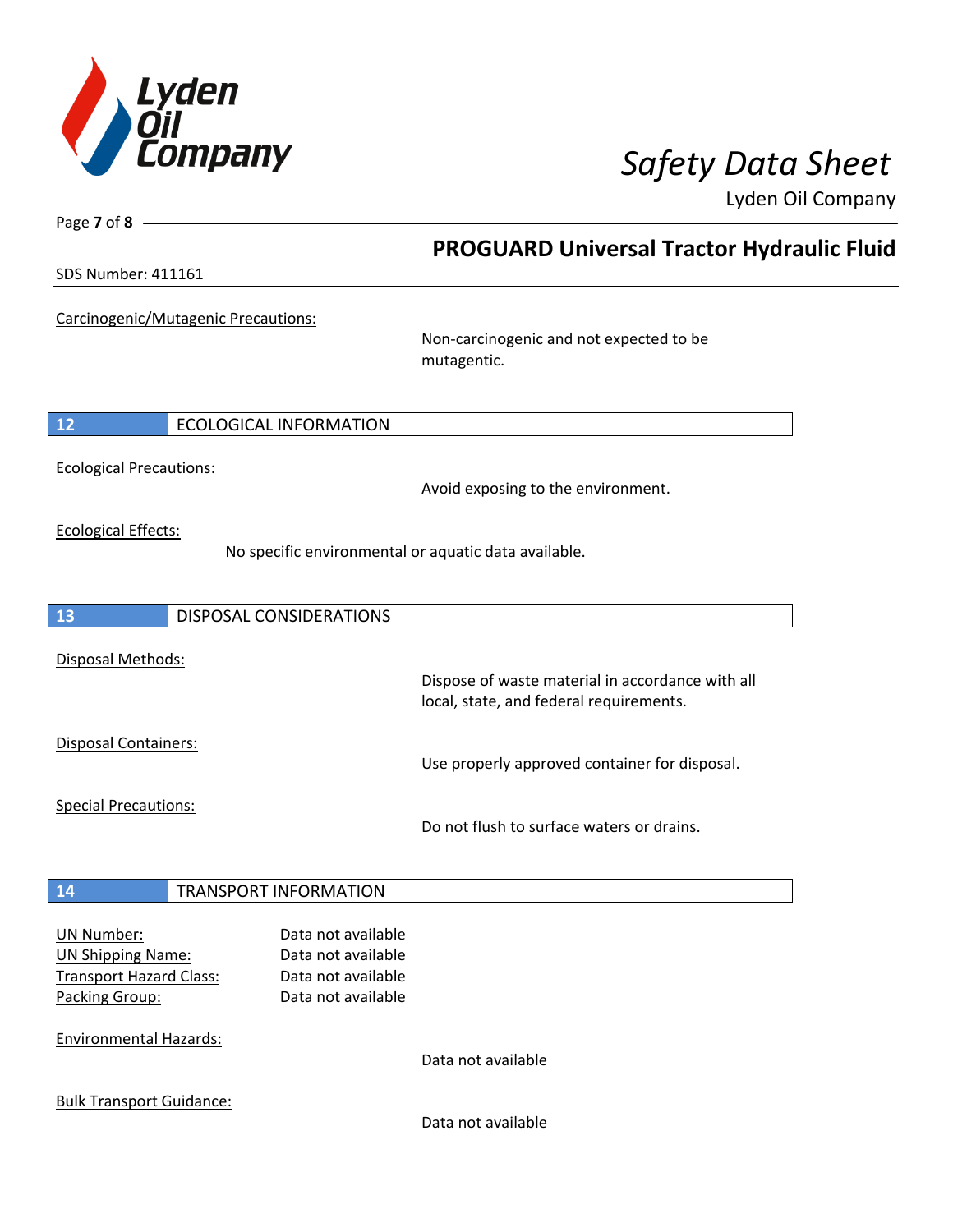Carcinogenic/Mutagenic Precautions:

Non-carcinogenic and not expected to be mutagentic.

## 12 ECOLOGICAL INFORMATION

Ecological Precautions:

Avoid exposing to the environment.

Ecological Effects:

No specific environmental or aquatic data available.

## 13 DISPOSAL CONSIDERATIONS

Disposal Methods:

Dispose of waste material in accordance with all local, state, and federal requirements.

Disposal Containers:

Use properly approved container for disposal.

Special Precautions:

Do not flush to surface waters or drains.

## 14 TRANSPORT INFORMATION

UN Number: Data not available
UN Shipping Name: Data not available
Transport Hazard Class: Data not available
Packing Group: Data not available

Environmental Hazards:

Data not available

Bulk Transport Guidance:

Data not available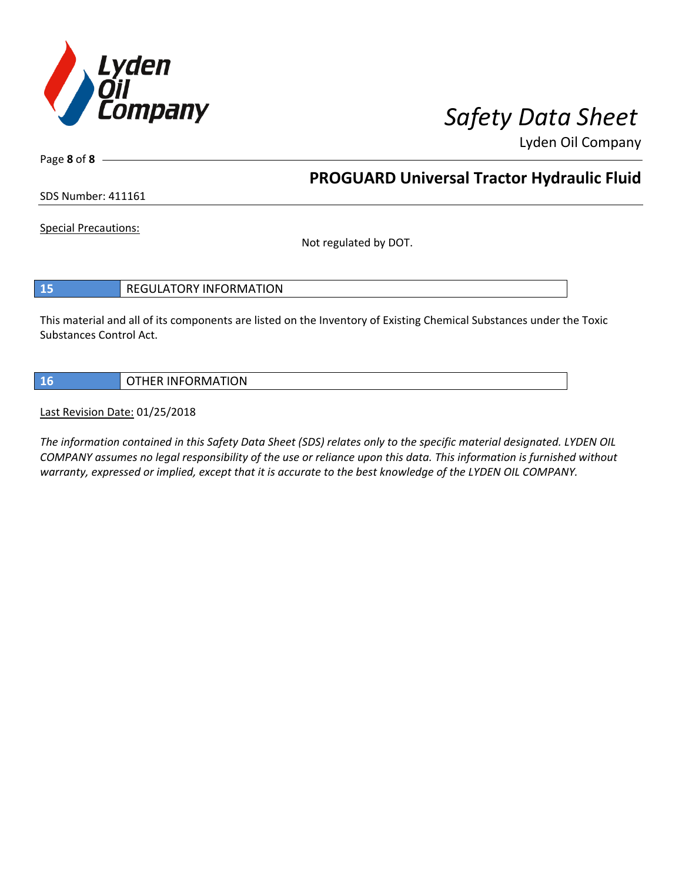Special Precautions:

Not regulated by DOT.

## 15 REGULATORY INFORMATION

This material and all of its components are listed on the Inventory of Existing Chemical Substances under the Toxic Substances Control Act.

## 16 OTHER INFORMATION

Last Revision Date: 01/25/2018

*The information contained in this Safety Data Sheet (SDS) relates only to the specific material designated. LYDEN OIL COMPANY assumes no legal responsibility of the use or reliance upon this data. This information is furnished without warranty, expressed or implied, except that it is accurate to the best knowledge of the LYDEN OIL COMPANY.*